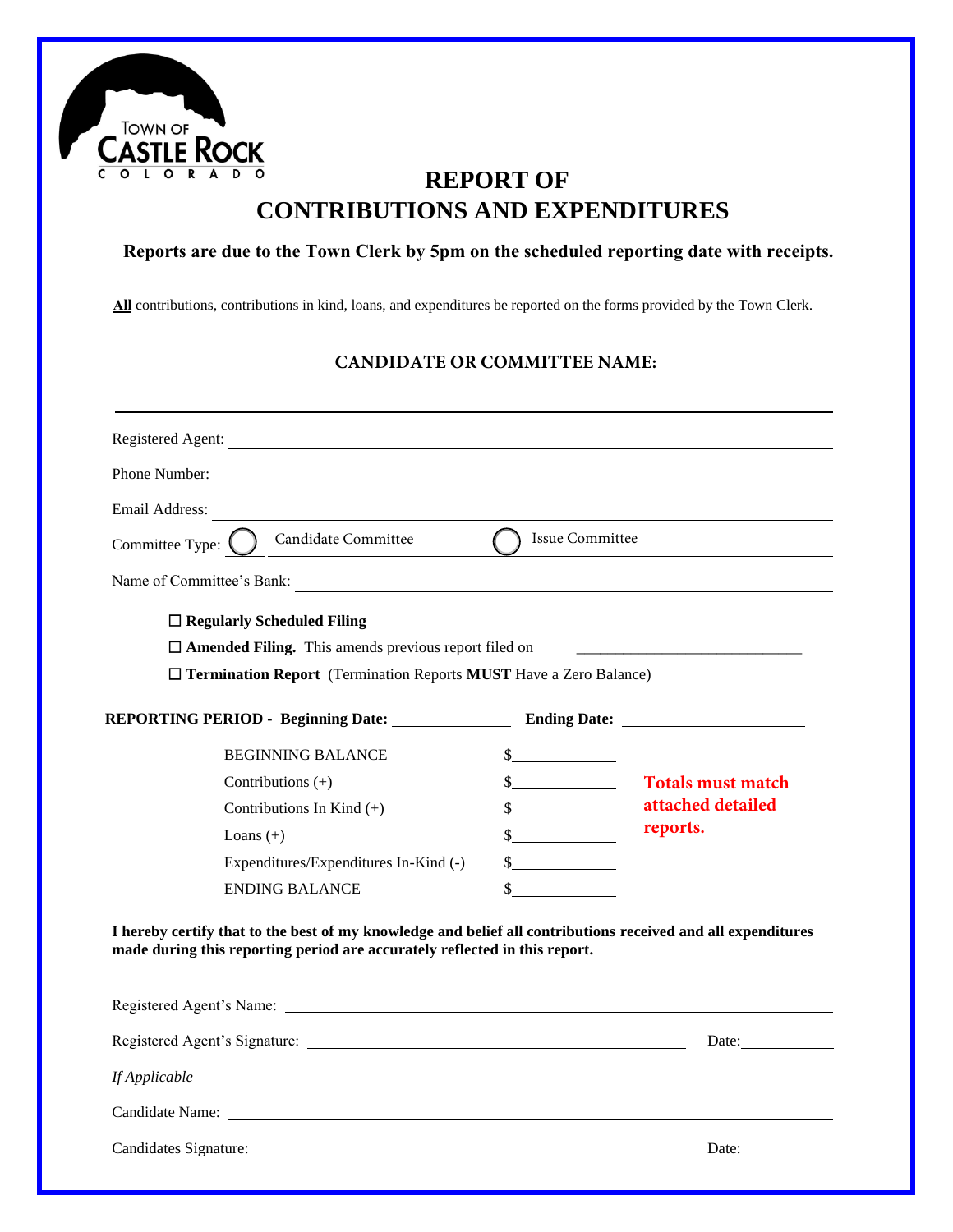Town of Castle Rock Colorado

# REPORT OF CONTRIBUTIONS AND EXPENDITURES

**Reports are due to the Town Clerk by 5pm on the scheduled reporting date with receipts.**

**All** contributions, contributions in kind, loans, and expenditures be reported on the forms provided by the Town Clerk.

## CANDIDATE OR COMMITTEE NAME:

______________________________________________________________

Registered Agent: ______________________________________________

Phone Number: ________________________________________________

Email Address: _________________________________________________

Committee Type: ◯ Candidate Committee ◯ Issue Committee

Name of Committee's Bank: ______________________________________

☐ **Regularly Scheduled Filing**

☐ **Amended Filing.** This amends previous report filed on ______________________________

☐ **Termination Report** (Termination Reports **MUST** Have a Zero Balance)

**REPORTING PERIOD - Beginning Date:** ______________ **Ending Date:** ______________________

| | |
|---|---|
| BEGINNING BALANCE | $____________ |
| Contributions (+) | $____________ |
| Contributions In Kind (+) | $____________ |
| Loans (+) | $____________ |
| Expenditures/Expenditures In-Kind (-) | $____________ |
| ENDING BALANCE | $____________ |

**Totals must match attached detailed reports.**

**I hereby certify that to the best of my knowledge and belief all contributions received and all expenditures made during this reporting period are accurately reflected in this report.**

Registered Agent's Name: _______________________________________

Registered Agent's Signature: ______________________________ Date: __________

*If Applicable*

Candidate Name: _______________________________________________

Candidates Signature: _________________________________ Date: __________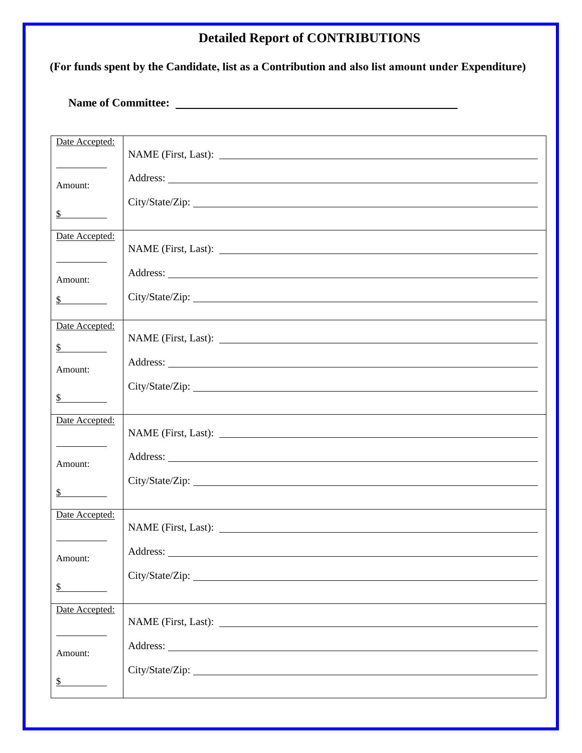# Detailed Report of CONTRIBUTIONS

**(For funds spent by the Candidate, list as a Contribution and also list amount under Expenditure)**

**Name of Committee:** ______________________________________________

| | |
|---|---|
| Date Accepted:<br>__________<br>Amount:<br>$_________ | NAME (First, Last): ______________________________<br>Address: ______________________________<br>City/State/Zip: ______________________________ |
| Date Accepted:<br>__________<br>Amount:<br>$_________ | NAME (First, Last): ______________________________<br>Address: ______________________________<br>City/State/Zip: ______________________________ |
| Date Accepted:<br>$_________<br>Amount:<br>$_________ | NAME (First, Last): ______________________________<br>Address: ______________________________<br>City/State/Zip: ______________________________ |
| Date Accepted:<br>__________<br>Amount:<br>$_________ | NAME (First, Last): ______________________________<br>Address: ______________________________<br>City/State/Zip: ______________________________ |
| Date Accepted:<br>__________<br>Amount:<br>$_________ | NAME (First, Last): ______________________________<br>Address: ______________________________<br>City/State/Zip: ______________________________ |
| Date Accepted:<br>__________<br>Amount:<br>$_________ | NAME (First, Last): ______________________________<br>Address: ______________________________<br>City/State/Zip: ______________________________ |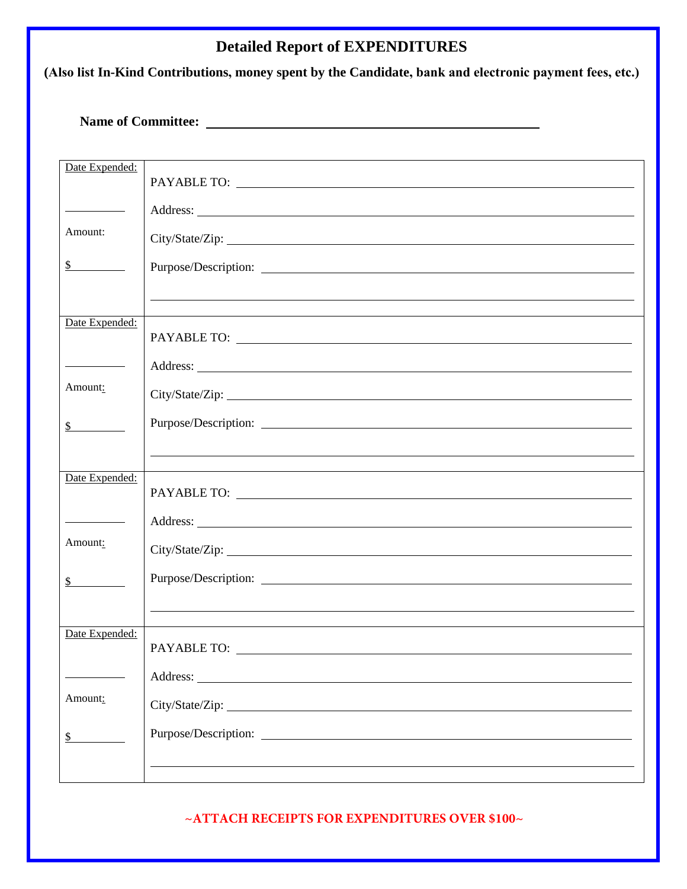# Detailed Report of EXPENDITURES

**(Also list In-Kind Contributions, money spent by the Candidate, bank and electronic payment fees, etc.)**

**Name of Committee:** ______________________________________________

| | |
|---|---|
| Date Expended:<br><br>__________<br><br>Amount:<br><br>$ _________ | PAYABLE TO: ______________________________<br><br>Address: ______________________________<br><br>City/State/Zip: ______________________________<br><br>Purpose/Description: ______________________________<br><br>______________________________ |
| Date Expended:<br><br>__________<br><br>Amount:<br><br>$ _________ | PAYABLE TO: ______________________________<br><br>Address: ______________________________<br><br>City/State/Zip: ______________________________<br><br>Purpose/Description: ______________________________<br><br>______________________________ |
| Date Expended:<br><br>__________<br><br>Amount:<br><br>$ _________ | PAYABLE TO: ______________________________<br><br>Address: ______________________________<br><br>City/State/Zip: ______________________________<br><br>Purpose/Description: ______________________________<br><br>______________________________ |
| Date Expended:<br><br>__________<br><br>Amount:<br><br>$ _________ | PAYABLE TO: ______________________________<br><br>Address: ______________________________<br><br>City/State/Zip: ______________________________<br><br>Purpose/Description: ______________________________<br><br>______________________________ |

**~ATTACH RECEIPTS FOR EXPENDITURES OVER $100~**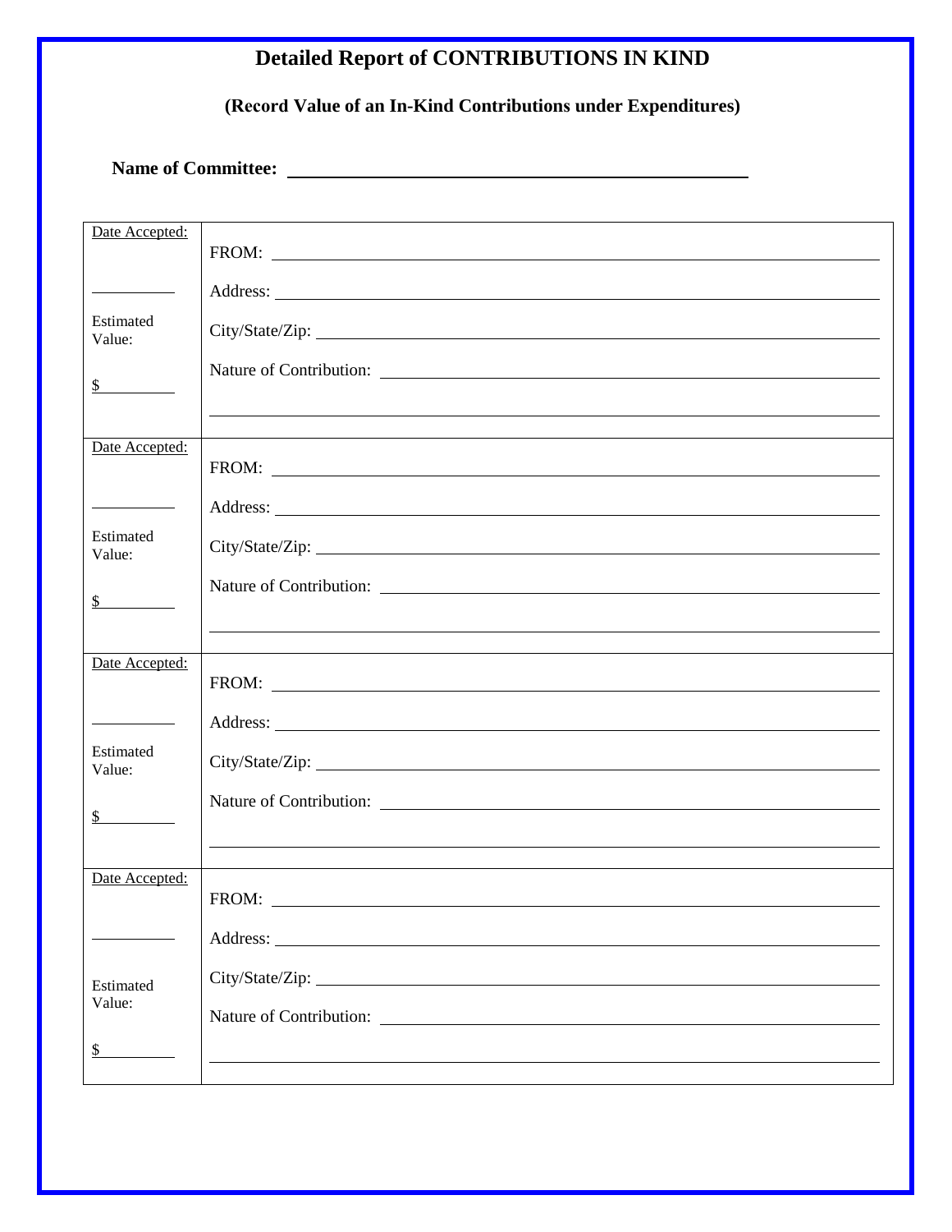# Detailed Report of CONTRIBUTIONS IN KIND

**(Record Value of an In-Kind Contributions under Expenditures)**

**Name of Committee:** ______________________________________________

| Date Accepted: ________ Estimated Value: $________ | FROM: ______________________ Address: ______________________ City/State/Zip: ______________________ Nature of Contribution: ______________________ ______________________ |
|---|---|
| Date Accepted: ________ Estimated Value: $________ | FROM: ______________________ Address: ______________________ City/State/Zip: ______________________ Nature of Contribution: ______________________ ______________________ |
| Date Accepted: ________ Estimated Value: $________ | FROM: ______________________ Address: ______________________ City/State/Zip: ______________________ Nature of Contribution: ______________________ ______________________ |
| Date Accepted: ________ Estimated Value: $________ | FROM: ______________________ Address: ______________________ City/State/Zip: ______________________ Nature of Contribution: ______________________ ______________________ |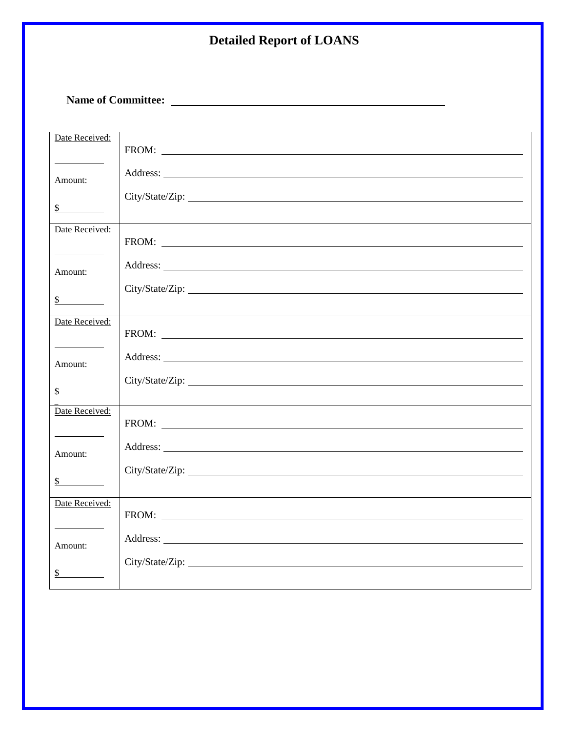# Detailed Report of LOANS

**Name of Committee:** ______________________________________________

| | |
|---|---|
| Date Received: ___________<br>Amount:<br>$ ___________ | FROM: ______________________________________________<br>Address: ______________________________________________<br>City/State/Zip: ______________________________________________ |
| Date Received: ___________<br>Amount:<br>$ ___________ | FROM: ______________________________________________<br>Address: ______________________________________________<br>City/State/Zip: ______________________________________________ |
| Date Received: ___________<br>Amount:<br>$ ___________ | FROM: ______________________________________________<br>Address: ______________________________________________<br>City/State/Zip: ______________________________________________ |
| Date Received: ___________<br>Amount:<br>$ ___________ | FROM: ______________________________________________<br>Address: ______________________________________________<br>City/State/Zip: ______________________________________________ |
| Date Received: ___________<br>Amount:<br>$ ___________ | FROM: ______________________________________________<br>Address: ______________________________________________<br>City/State/Zip: ______________________________________________ |